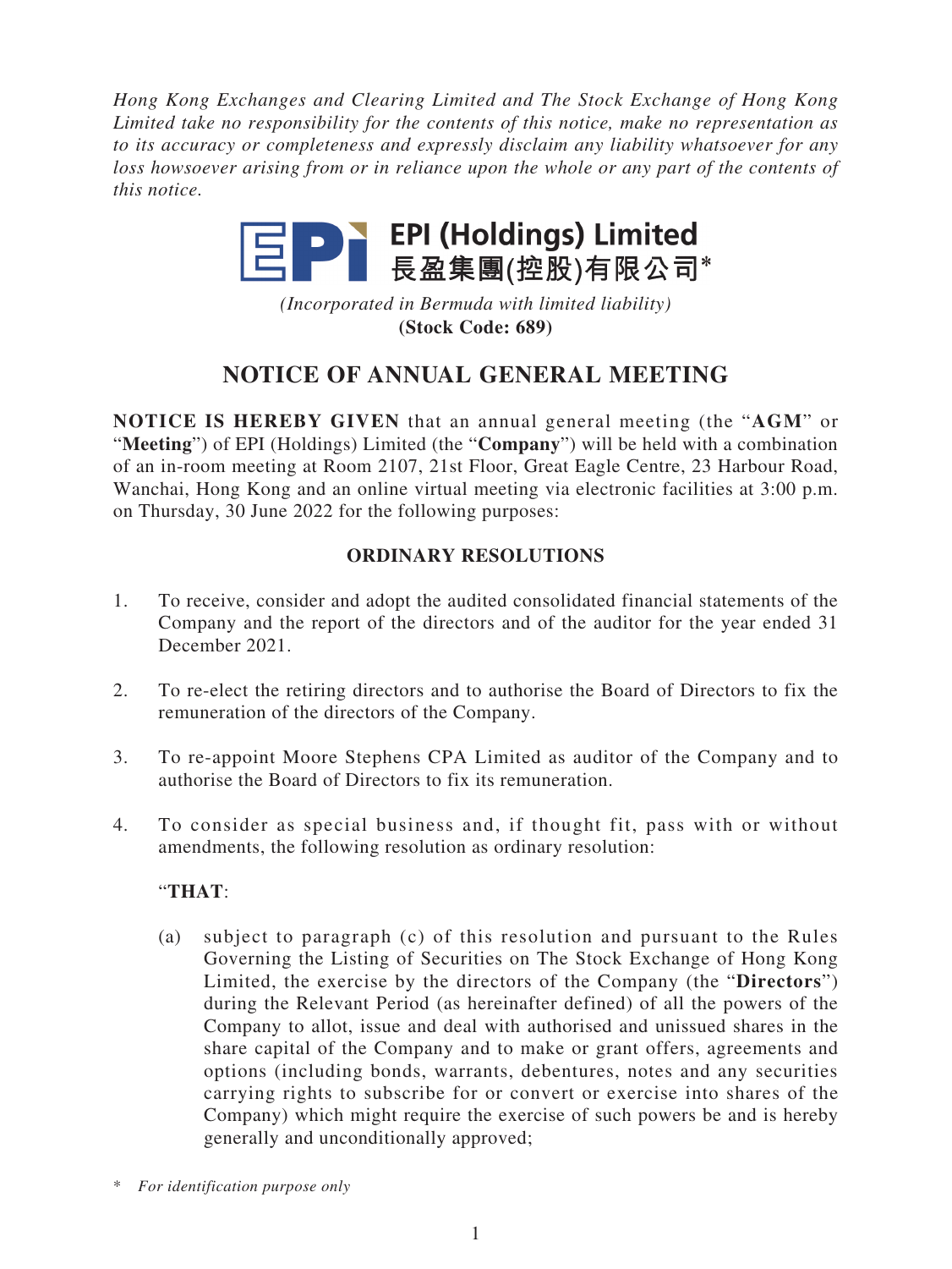*Hong Kong Exchanges and Clearing Limited and The Stock Exchange of Hong Kong Limited take no responsibility for the contents of this notice, make no representation as to its accuracy or completeness and expressly disclaim any liability whatsoever for any loss howsoever arising from or in reliance upon the whole or any part of the contents of this notice.*

**EPI (Holdings) Limited**
**長盈集團(控股)有限公司***

*(Incorporated in Bermuda with limited liability)*
**(Stock Code: 689)**

# NOTICE OF ANNUAL GENERAL MEETING

**NOTICE IS HEREBY GIVEN** that an annual general meeting (the "**AGM**" or "**Meeting**") of EPI (Holdings) Limited (the "**Company**") will be held with a combination of an in-room meeting at Room 2107, 21st Floor, Great Eagle Centre, 23 Harbour Road, Wanchai, Hong Kong and an online virtual meeting via electronic facilities at 3:00 p.m. on Thursday, 30 June 2022 for the following purposes:

## ORDINARY RESOLUTIONS

1. To receive, consider and adopt the audited consolidated financial statements of the Company and the report of the directors and of the auditor for the year ended 31 December 2021.

2. To re-elect the retiring directors and to authorise the Board of Directors to fix the remuneration of the directors of the Company.

3. To re-appoint Moore Stephens CPA Limited as auditor of the Company and to authorise the Board of Directors to fix its remuneration.

4. To consider as special business and, if thought fit, pass with or without amendments, the following resolution as ordinary resolution:

   "**THAT**:

   (a) subject to paragraph (c) of this resolution and pursuant to the Rules Governing the Listing of Securities on The Stock Exchange of Hong Kong Limited, the exercise by the directors of the Company (the "**Directors**") during the Relevant Period (as hereinafter defined) of all the powers of the Company to allot, issue and deal with authorised and unissued shares in the share capital of the Company and to make or grant offers, agreements and options (including bonds, warrants, debentures, notes and any securities carrying rights to subscribe for or convert or exercise into shares of the Company) which might require the exercise of such powers be and is hereby generally and unconditionally approved;

\* *For identification purpose only*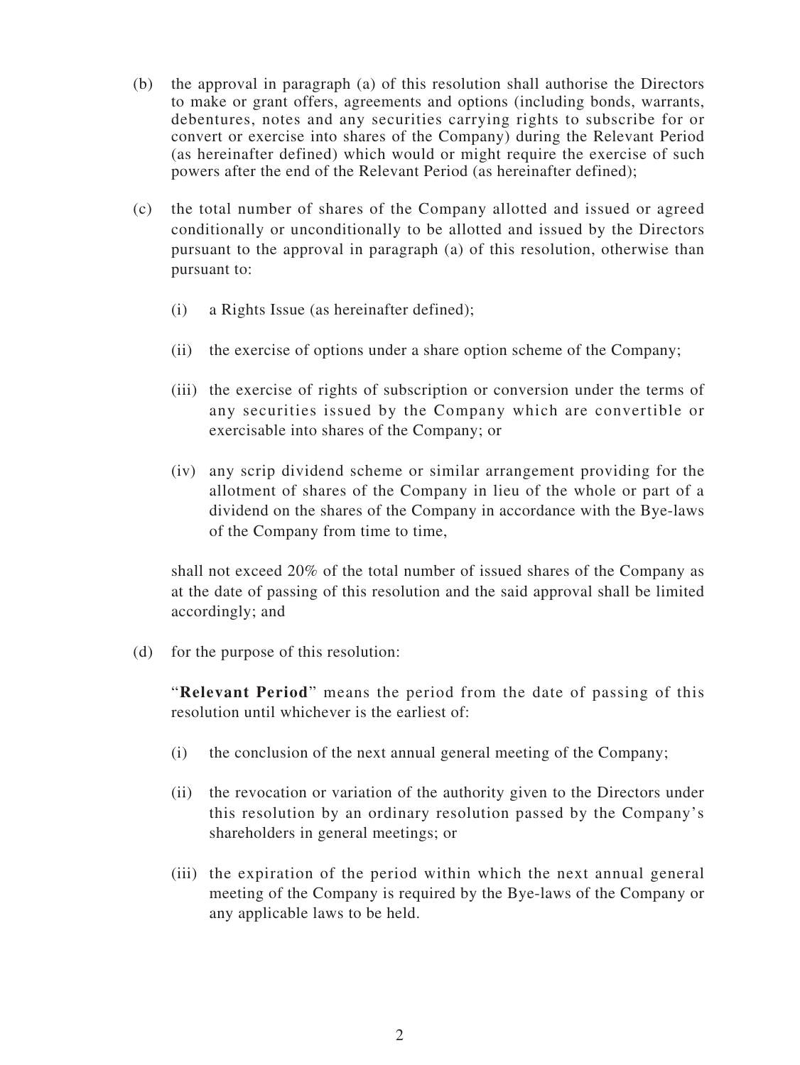(b) the approval in paragraph (a) of this resolution shall authorise the Directors to make or grant offers, agreements and options (including bonds, warrants, debentures, notes and any securities carrying rights to subscribe for or convert or exercise into shares of the Company) during the Relevant Period (as hereinafter defined) which would or might require the exercise of such powers after the end of the Relevant Period (as hereinafter defined);

(c) the total number of shares of the Company allotted and issued or agreed conditionally or unconditionally to be allotted and issued by the Directors pursuant to the approval in paragraph (a) of this resolution, otherwise than pursuant to:

  (i) a Rights Issue (as hereinafter defined);

  (ii) the exercise of options under a share option scheme of the Company;

  (iii) the exercise of rights of subscription or conversion under the terms of any securities issued by the Company which are convertible or exercisable into shares of the Company; or

  (iv) any scrip dividend scheme or similar arrangement providing for the allotment of shares of the Company in lieu of the whole or part of a dividend on the shares of the Company in accordance with the Bye-laws of the Company from time to time,

  shall not exceed 20% of the total number of issued shares of the Company as at the date of passing of this resolution and the said approval shall be limited accordingly; and

(d) for the purpose of this resolution:

  "**Relevant Period**" means the period from the date of passing of this resolution until whichever is the earliest of:

  (i) the conclusion of the next annual general meeting of the Company;

  (ii) the revocation or variation of the authority given to the Directors under this resolution by an ordinary resolution passed by the Company's shareholders in general meetings; or

  (iii) the expiration of the period within which the next annual general meeting of the Company is required by the Bye-laws of the Company or any applicable laws to be held.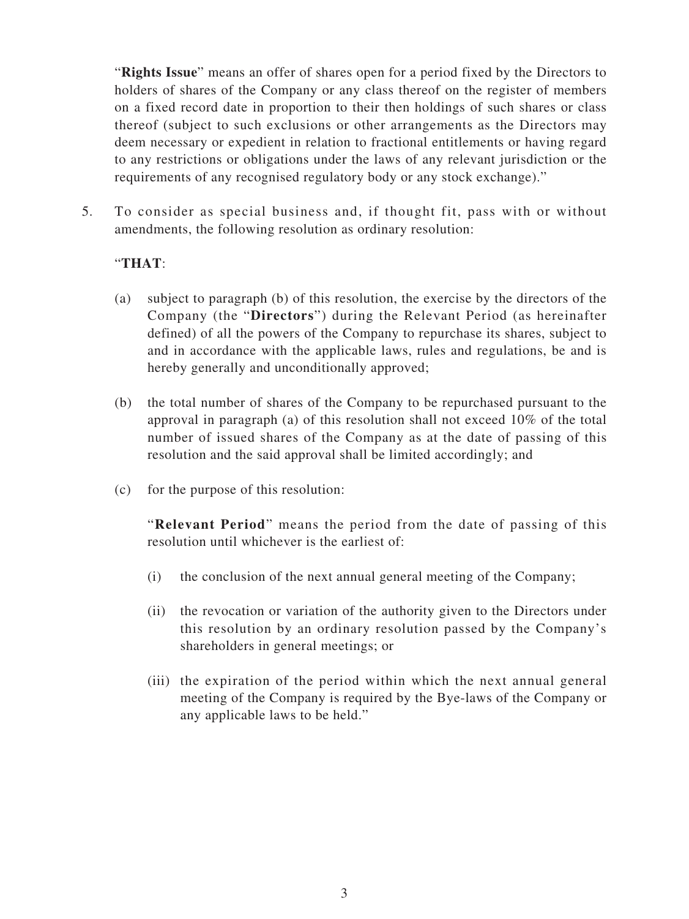"**Rights Issue**" means an offer of shares open for a period fixed by the Directors to holders of shares of the Company or any class thereof on the register of members on a fixed record date in proportion to their then holdings of such shares or class thereof (subject to such exclusions or other arrangements as the Directors may deem necessary or expedient in relation to fractional entitlements or having regard to any restrictions or obligations under the laws of any relevant jurisdiction or the requirements of any recognised regulatory body or any stock exchange)."

5. To consider as special business and, if thought fit, pass with or without amendments, the following resolution as ordinary resolution:

   "**THAT**:

   (a) subject to paragraph (b) of this resolution, the exercise by the directors of the Company (the "**Directors**") during the Relevant Period (as hereinafter defined) of all the powers of the Company to repurchase its shares, subject to and in accordance with the applicable laws, rules and regulations, be and is hereby generally and unconditionally approved;

   (b) the total number of shares of the Company to be repurchased pursuant to the approval in paragraph (a) of this resolution shall not exceed 10% of the total number of issued shares of the Company as at the date of passing of this resolution and the said approval shall be limited accordingly; and

   (c) for the purpose of this resolution:

   "**Relevant Period**" means the period from the date of passing of this resolution until whichever is the earliest of:

   (i) the conclusion of the next annual general meeting of the Company;

   (ii) the revocation or variation of the authority given to the Directors under this resolution by an ordinary resolution passed by the Company's shareholders in general meetings; or

   (iii) the expiration of the period within which the next annual general meeting of the Company is required by the Bye-laws of the Company or any applicable laws to be held."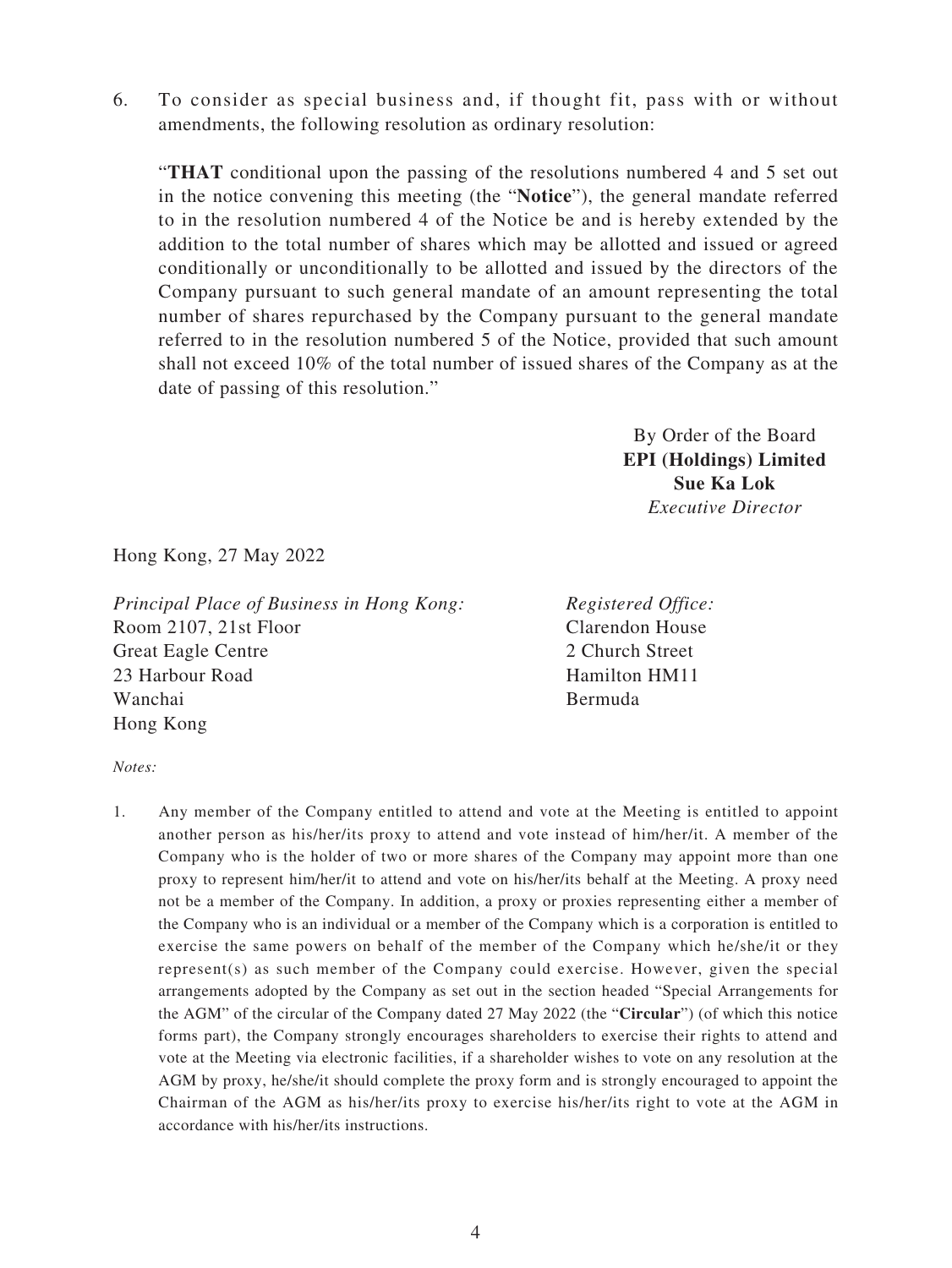6. To consider as special business and, if thought fit, pass with or without amendments, the following resolution as ordinary resolution:

   "**THAT** conditional upon the passing of the resolutions numbered 4 and 5 set out in the notice convening this meeting (the "**Notice**"), the general mandate referred to in the resolution numbered 4 of the Notice be and is hereby extended by the addition to the total number of shares which may be allotted and issued or agreed conditionally or unconditionally to be allotted and issued by the directors of the Company pursuant to such general mandate of an amount representing the total number of shares repurchased by the Company pursuant to the general mandate referred to in the resolution numbered 5 of the Notice, provided that such amount shall not exceed 10% of the total number of issued shares of the Company as at the date of passing of this resolution."

By Order of the Board
**EPI (Holdings) Limited**
**Sue Ka Lok**
*Executive Director*

Hong Kong, 27 May 2022

*Principal Place of Business in Hong Kong:*
Room 2107, 21st Floor
Great Eagle Centre
23 Harbour Road
Wanchai
Hong Kong

*Registered Office:*
Clarendon House
2 Church Street
Hamilton HM11
Bermuda

*Notes:*

1. Any member of the Company entitled to attend and vote at the Meeting is entitled to appoint another person as his/her/its proxy to attend and vote instead of him/her/it. A member of the Company who is the holder of two or more shares of the Company may appoint more than one proxy to represent him/her/it to attend and vote on his/her/its behalf at the Meeting. A proxy need not be a member of the Company. In addition, a proxy or proxies representing either a member of the Company who is an individual or a member of the Company which is a corporation is entitled to exercise the same powers on behalf of the member of the Company which he/she/it or they represent(s) as such member of the Company could exercise. However, given the special arrangements adopted by the Company as set out in the section headed "Special Arrangements for the AGM" of the circular of the Company dated 27 May 2022 (the "**Circular**") (of which this notice forms part), the Company strongly encourages shareholders to exercise their rights to attend and vote at the Meeting via electronic facilities, if a shareholder wishes to vote on any resolution at the AGM by proxy, he/she/it should complete the proxy form and is strongly encouraged to appoint the Chairman of the AGM as his/her/its proxy to exercise his/her/its right to vote at the AGM in accordance with his/her/its instructions.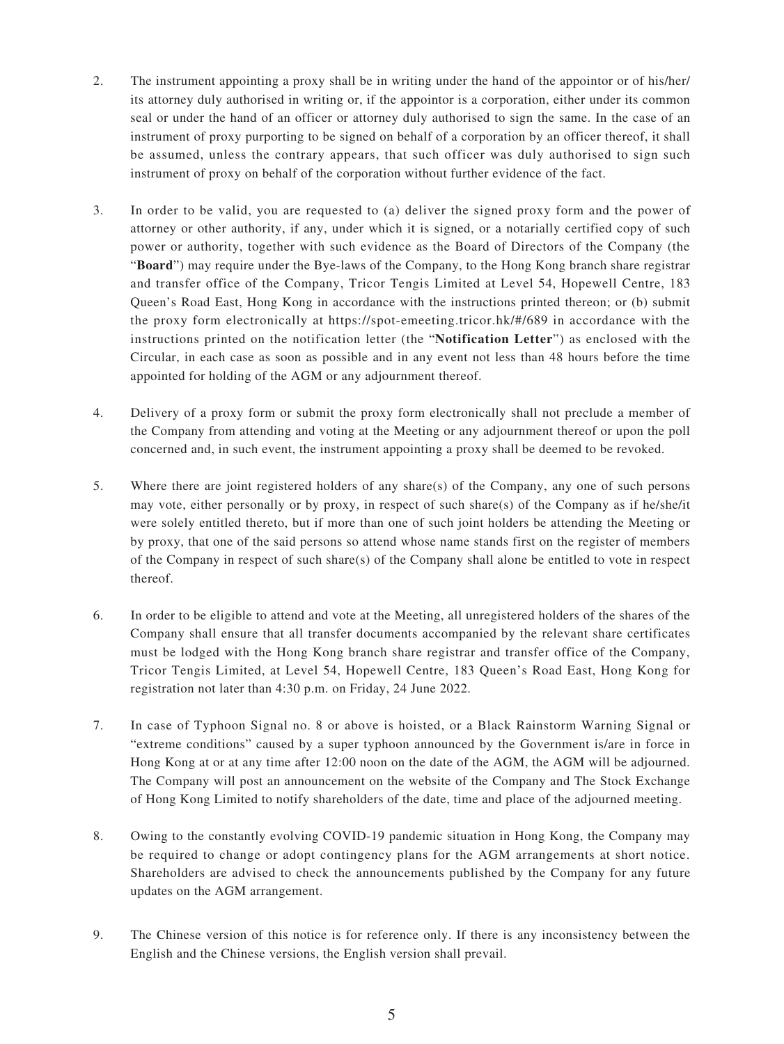2. The instrument appointing a proxy shall be in writing under the hand of the appointor or of his/her/its attorney duly authorised in writing or, if the appointor is a corporation, either under its common seal or under the hand of an officer or attorney duly authorised to sign the same. In the case of an instrument of proxy purporting to be signed on behalf of a corporation by an officer thereof, it shall be assumed, unless the contrary appears, that such officer was duly authorised to sign such instrument of proxy on behalf of the corporation without further evidence of the fact.

3. In order to be valid, you are requested to (a) deliver the signed proxy form and the power of attorney or other authority, if any, under which it is signed, or a notarially certified copy of such power or authority, together with such evidence as the Board of Directors of the Company (the "**Board**") may require under the Bye-laws of the Company, to the Hong Kong branch share registrar and transfer office of the Company, Tricor Tengis Limited at Level 54, Hopewell Centre, 183 Queen's Road East, Hong Kong in accordance with the instructions printed thereon; or (b) submit the proxy form electronically at https://spot-emeeting.tricor.hk/#/689 in accordance with the instructions printed on the notification letter (the "**Notification Letter**") as enclosed with the Circular, in each case as soon as possible and in any event not less than 48 hours before the time appointed for holding of the AGM or any adjournment thereof.

4. Delivery of a proxy form or submit the proxy form electronically shall not preclude a member of the Company from attending and voting at the Meeting or any adjournment thereof or upon the poll concerned and, in such event, the instrument appointing a proxy shall be deemed to be revoked.

5. Where there are joint registered holders of any share(s) of the Company, any one of such persons may vote, either personally or by proxy, in respect of such share(s) of the Company as if he/she/it were solely entitled thereto, but if more than one of such joint holders be attending the Meeting or by proxy, that one of the said persons so attend whose name stands first on the register of members of the Company in respect of such share(s) of the Company shall alone be entitled to vote in respect thereof.

6. In order to be eligible to attend and vote at the Meeting, all unregistered holders of the shares of the Company shall ensure that all transfer documents accompanied by the relevant share certificates must be lodged with the Hong Kong branch share registrar and transfer office of the Company, Tricor Tengis Limited, at Level 54, Hopewell Centre, 183 Queen's Road East, Hong Kong for registration not later than 4:30 p.m. on Friday, 24 June 2022.

7. In case of Typhoon Signal no. 8 or above is hoisted, or a Black Rainstorm Warning Signal or "extreme conditions" caused by a super typhoon announced by the Government is/are in force in Hong Kong at or at any time after 12:00 noon on the date of the AGM, the AGM will be adjourned. The Company will post an announcement on the website of the Company and The Stock Exchange of Hong Kong Limited to notify shareholders of the date, time and place of the adjourned meeting.

8. Owing to the constantly evolving COVID-19 pandemic situation in Hong Kong, the Company may be required to change or adopt contingency plans for the AGM arrangements at short notice. Shareholders are advised to check the announcements published by the Company for any future updates on the AGM arrangement.

9. The Chinese version of this notice is for reference only. If there is any inconsistency between the English and the Chinese versions, the English version shall prevail.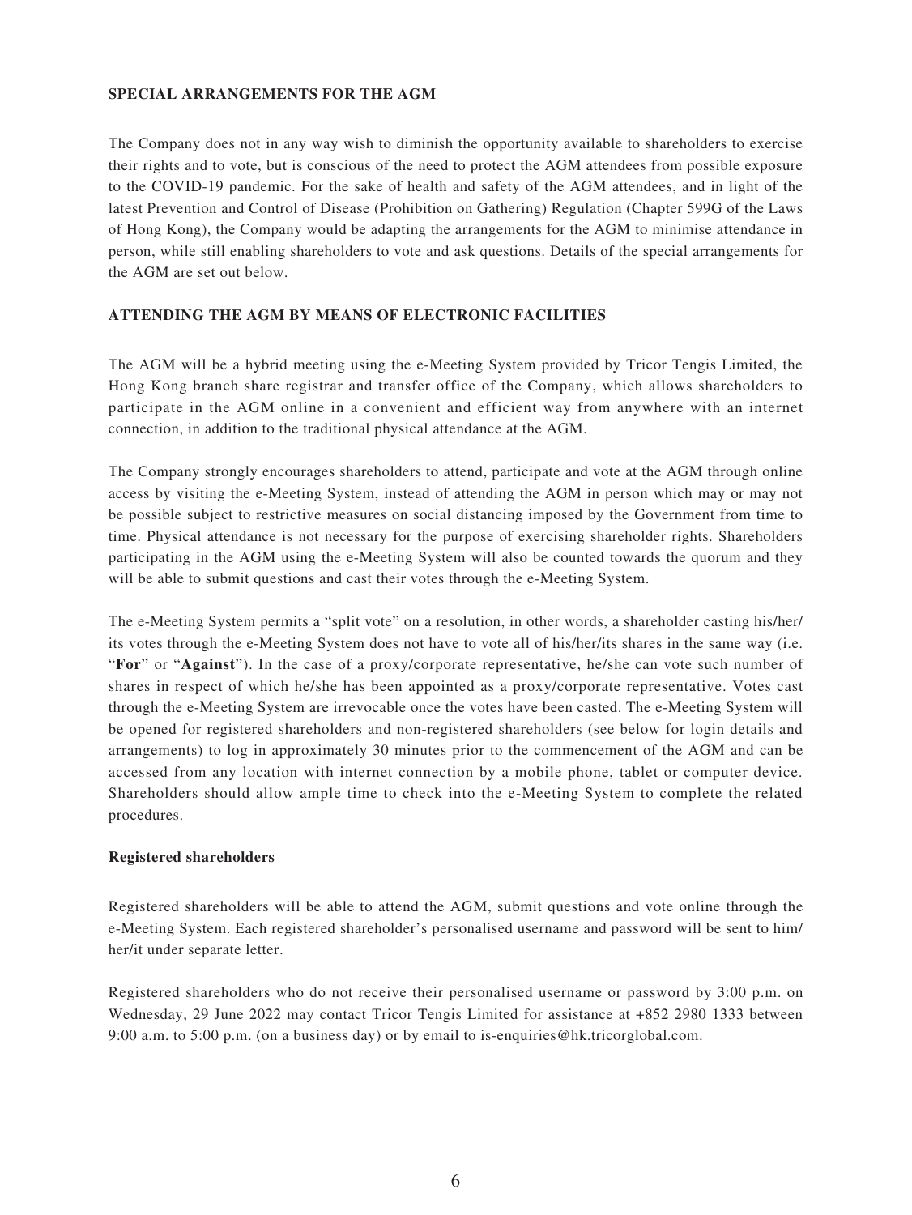**SPECIAL ARRANGEMENTS FOR THE AGM**

The Company does not in any way wish to diminish the opportunity available to shareholders to exercise their rights and to vote, but is conscious of the need to protect the AGM attendees from possible exposure to the COVID-19 pandemic. For the sake of health and safety of the AGM attendees, and in light of the latest Prevention and Control of Disease (Prohibition on Gathering) Regulation (Chapter 599G of the Laws of Hong Kong), the Company would be adapting the arrangements for the AGM to minimise attendance in person, while still enabling shareholders to vote and ask questions. Details of the special arrangements for the AGM are set out below.

**ATTENDING THE AGM BY MEANS OF ELECTRONIC FACILITIES**

The AGM will be a hybrid meeting using the e-Meeting System provided by Tricor Tengis Limited, the Hong Kong branch share registrar and transfer office of the Company, which allows shareholders to participate in the AGM online in a convenient and efficient way from anywhere with an internet connection, in addition to the traditional physical attendance at the AGM.

The Company strongly encourages shareholders to attend, participate and vote at the AGM through online access by visiting the e-Meeting System, instead of attending the AGM in person which may or may not be possible subject to restrictive measures on social distancing imposed by the Government from time to time. Physical attendance is not necessary for the purpose of exercising shareholder rights. Shareholders participating in the AGM using the e-Meeting System will also be counted towards the quorum and they will be able to submit questions and cast their votes through the e-Meeting System.

The e-Meeting System permits a "split vote" on a resolution, in other words, a shareholder casting his/her/its votes through the e-Meeting System does not have to vote all of his/her/its shares in the same way (i.e. "**For**" or "**Against**"). In the case of a proxy/corporate representative, he/she can vote such number of shares in respect of which he/she has been appointed as a proxy/corporate representative. Votes cast through the e-Meeting System are irrevocable once the votes have been casted. The e-Meeting System will be opened for registered shareholders and non-registered shareholders (see below for login details and arrangements) to log in approximately 30 minutes prior to the commencement of the AGM and can be accessed from any location with internet connection by a mobile phone, tablet or computer device. Shareholders should allow ample time to check into the e-Meeting System to complete the related procedures.

**Registered shareholders**

Registered shareholders will be able to attend the AGM, submit questions and vote online through the e-Meeting System. Each registered shareholder's personalised username and password will be sent to him/her/it under separate letter.

Registered shareholders who do not receive their personalised username or password by 3:00 p.m. on Wednesday, 29 June 2022 may contact Tricor Tengis Limited for assistance at +852 2980 1333 between 9:00 a.m. to 5:00 p.m. (on a business day) or by email to is-enquiries@hk.tricorglobal.com.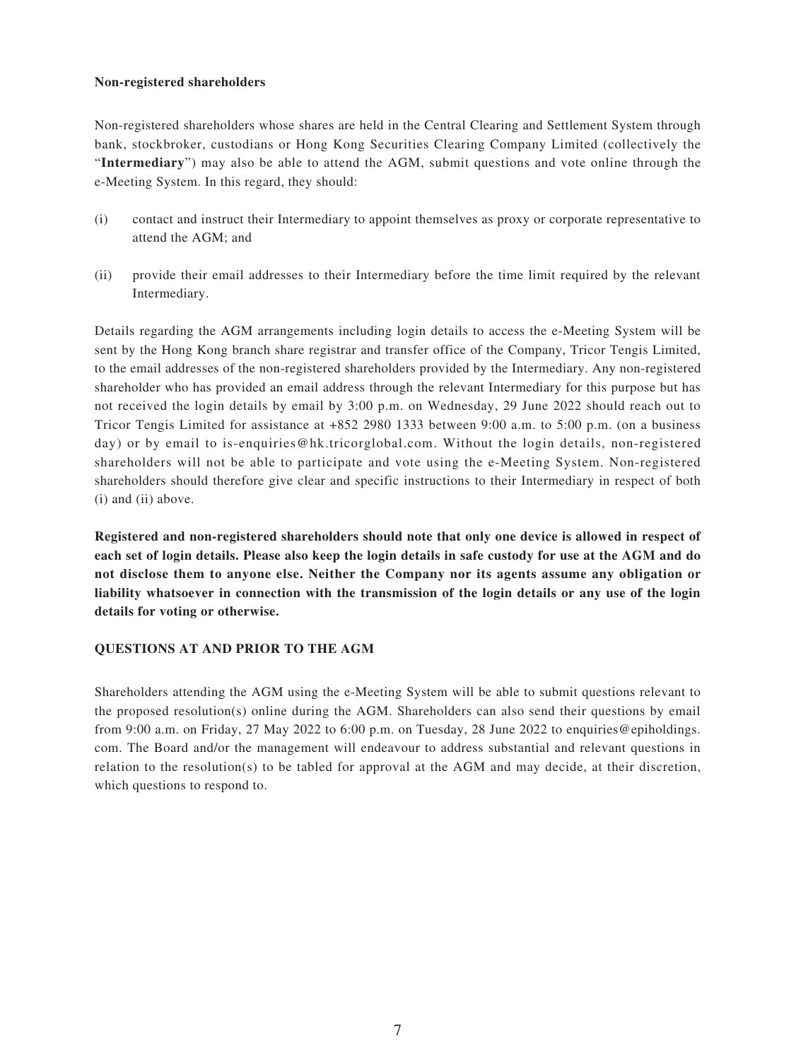**Non-registered shareholders**

Non-registered shareholders whose shares are held in the Central Clearing and Settlement System through bank, stockbroker, custodians or Hong Kong Securities Clearing Company Limited (collectively the "**Intermediary**") may also be able to attend the AGM, submit questions and vote online through the e-Meeting System. In this regard, they should:

(i) contact and instruct their Intermediary to appoint themselves as proxy or corporate representative to attend the AGM; and

(ii) provide their email addresses to their Intermediary before the time limit required by the relevant Intermediary.

Details regarding the AGM arrangements including login details to access the e-Meeting System will be sent by the Hong Kong branch share registrar and transfer office of the Company, Tricor Tengis Limited, to the email addresses of the non-registered shareholders provided by the Intermediary. Any non-registered shareholder who has provided an email address through the relevant Intermediary for this purpose but has not received the login details by email by 3:00 p.m. on Wednesday, 29 June 2022 should reach out to Tricor Tengis Limited for assistance at +852 2980 1333 between 9:00 a.m. to 5:00 p.m. (on a business day) or by email to is-enquiries@hk.tricorglobal.com. Without the login details, non-registered shareholders will not be able to participate and vote using the e-Meeting System. Non-registered shareholders should therefore give clear and specific instructions to their Intermediary in respect of both (i) and (ii) above.

**Registered and non-registered shareholders should note that only one device is allowed in respect of each set of login details. Please also keep the login details in safe custody for use at the AGM and do not disclose them to anyone else. Neither the Company nor its agents assume any obligation or liability whatsoever in connection with the transmission of the login details or any use of the login details for voting or otherwise.**

**QUESTIONS AT AND PRIOR TO THE AGM**

Shareholders attending the AGM using the e-Meeting System will be able to submit questions relevant to the proposed resolution(s) online during the AGM. Shareholders can also send their questions by email from 9:00 a.m. on Friday, 27 May 2022 to 6:00 p.m. on Tuesday, 28 June 2022 to enquiries@epiholdings.com. The Board and/or the management will endeavour to address substantial and relevant questions in relation to the resolution(s) to be tabled for approval at the AGM and may decide, at their discretion, which questions to respond to.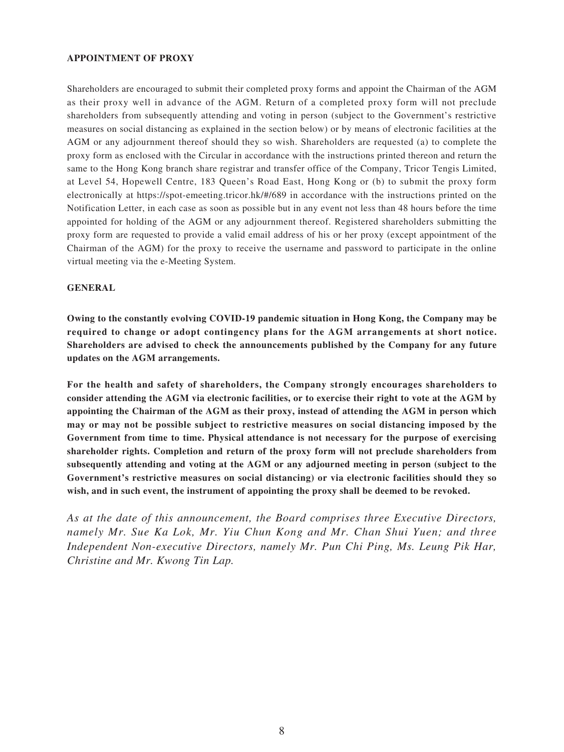**APPOINTMENT OF PROXY**

Shareholders are encouraged to submit their completed proxy forms and appoint the Chairman of the AGM as their proxy well in advance of the AGM. Return of a completed proxy form will not preclude shareholders from subsequently attending and voting in person (subject to the Government's restrictive measures on social distancing as explained in the section below) or by means of electronic facilities at the AGM or any adjournment thereof should they so wish. Shareholders are requested (a) to complete the proxy form as enclosed with the Circular in accordance with the instructions printed thereon and return the same to the Hong Kong branch share registrar and transfer office of the Company, Tricor Tengis Limited, at Level 54, Hopewell Centre, 183 Queen's Road East, Hong Kong or (b) to submit the proxy form electronically at https://spot-emeeting.tricor.hk/#/689 in accordance with the instructions printed on the Notification Letter, in each case as soon as possible but in any event not less than 48 hours before the time appointed for holding of the AGM or any adjournment thereof. Registered shareholders submitting the proxy form are requested to provide a valid email address of his or her proxy (except appointment of the Chairman of the AGM) for the proxy to receive the username and password to participate in the online virtual meeting via the e-Meeting System.

**GENERAL**

**Owing to the constantly evolving COVID-19 pandemic situation in Hong Kong, the Company may be required to change or adopt contingency plans for the AGM arrangements at short notice. Shareholders are advised to check the announcements published by the Company for any future updates on the AGM arrangements.**

**For the health and safety of shareholders, the Company strongly encourages shareholders to consider attending the AGM via electronic facilities, or to exercise their right to vote at the AGM by appointing the Chairman of the AGM as their proxy, instead of attending the AGM in person which may or may not be possible subject to restrictive measures on social distancing imposed by the Government from time to time. Physical attendance is not necessary for the purpose of exercising shareholder rights. Completion and return of the proxy form will not preclude shareholders from subsequently attending and voting at the AGM or any adjourned meeting in person (subject to the Government's restrictive measures on social distancing) or via electronic facilities should they so wish, and in such event, the instrument of appointing the proxy shall be deemed to be revoked.**

*As at the date of this announcement, the Board comprises three Executive Directors, namely Mr. Sue Ka Lok, Mr. Yiu Chun Kong and Mr. Chan Shui Yuen; and three Independent Non-executive Directors, namely Mr. Pun Chi Ping, Ms. Leung Pik Har, Christine and Mr. Kwong Tin Lap.*